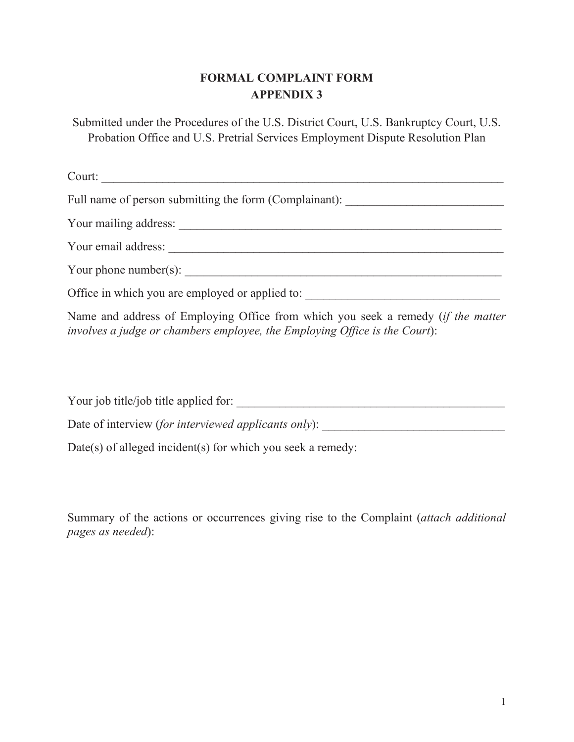# FORMAL COMPLAINT FORM
## APPENDIX 3

Submitted under the Procedures of the U.S. District Court, U.S. Bankruptcy Court, U.S. Probation Office and U.S. Pretrial Services Employment Dispute Resolution Plan

Court: ______________________________________________________________________

Full name of person submitting the form (Complainant): __________________________

Your mailing address: ________________________________________________________

Your email address: __________________________________________________________

Your phone number(s): _______________________________________________________

Office in which you are employed or applied to: ________________________________

Name and address of Employing Office from which you seek a remedy (*if the matter involves a judge or chambers employee, the Employing Office is the Court*):

Your job title/job title applied for: ______________________________________________

Date of interview (*for interviewed applicants only*): ______________________________

Date(s) of alleged incident(s) for which you seek a remedy:

Summary of the actions or occurrences giving rise to the Complaint (*attach additional pages as needed*):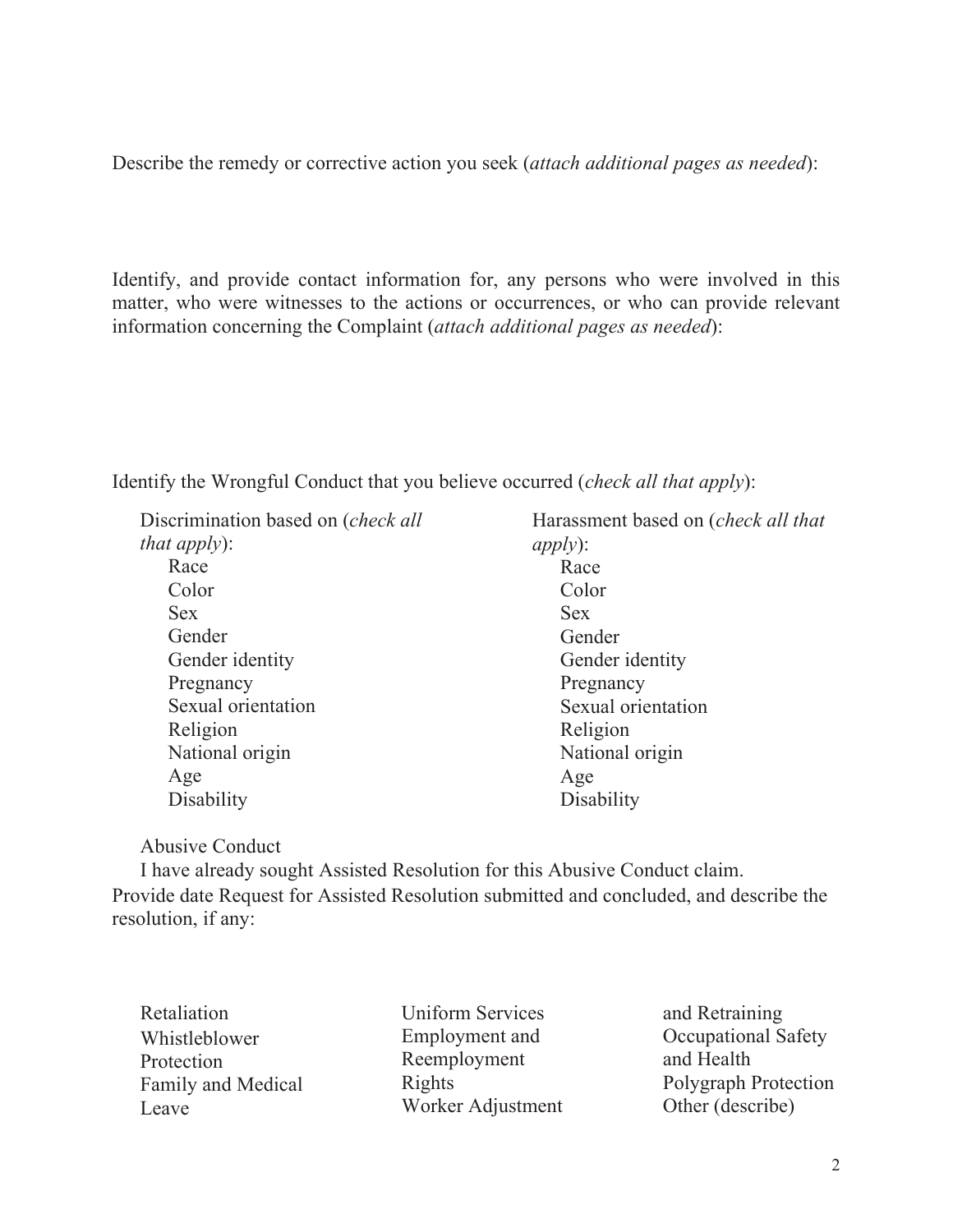Describe the remedy or corrective action you seek (*attach additional pages as needed*):

Identify, and provide contact information for, any persons who were involved in this matter, who were witnesses to the actions or occurrences, or who can provide relevant information concerning the Complaint (*attach additional pages as needed*):

Identify the Wrongful Conduct that you believe occurred (*check all that apply*):

Discrimination based on (*check all that apply*):

- Race
- Color
- Sex
- Gender
- Gender identity
- Pregnancy
- Sexual orientation
- Religion
- National origin
- Age
- Disability

Harassment based on (*check all that apply*):

- Race
- Color
- Sex
- Gender
- Gender identity
- Pregnancy
- Sexual orientation
- Religion
- National origin
- Age
- Disability

Abusive Conduct

I have already sought Assisted Resolution for this Abusive Conduct claim.

Provide date Request for Assisted Resolution submitted and concluded, and describe the resolution, if any:

- Retaliation
- Whistleblower Protection
- Family and Medical Leave
- Uniform Services Employment and Reemployment Rights
- Worker Adjustment and Retraining
- Occupational Safety and Health
- Polygraph Protection
- Other (describe)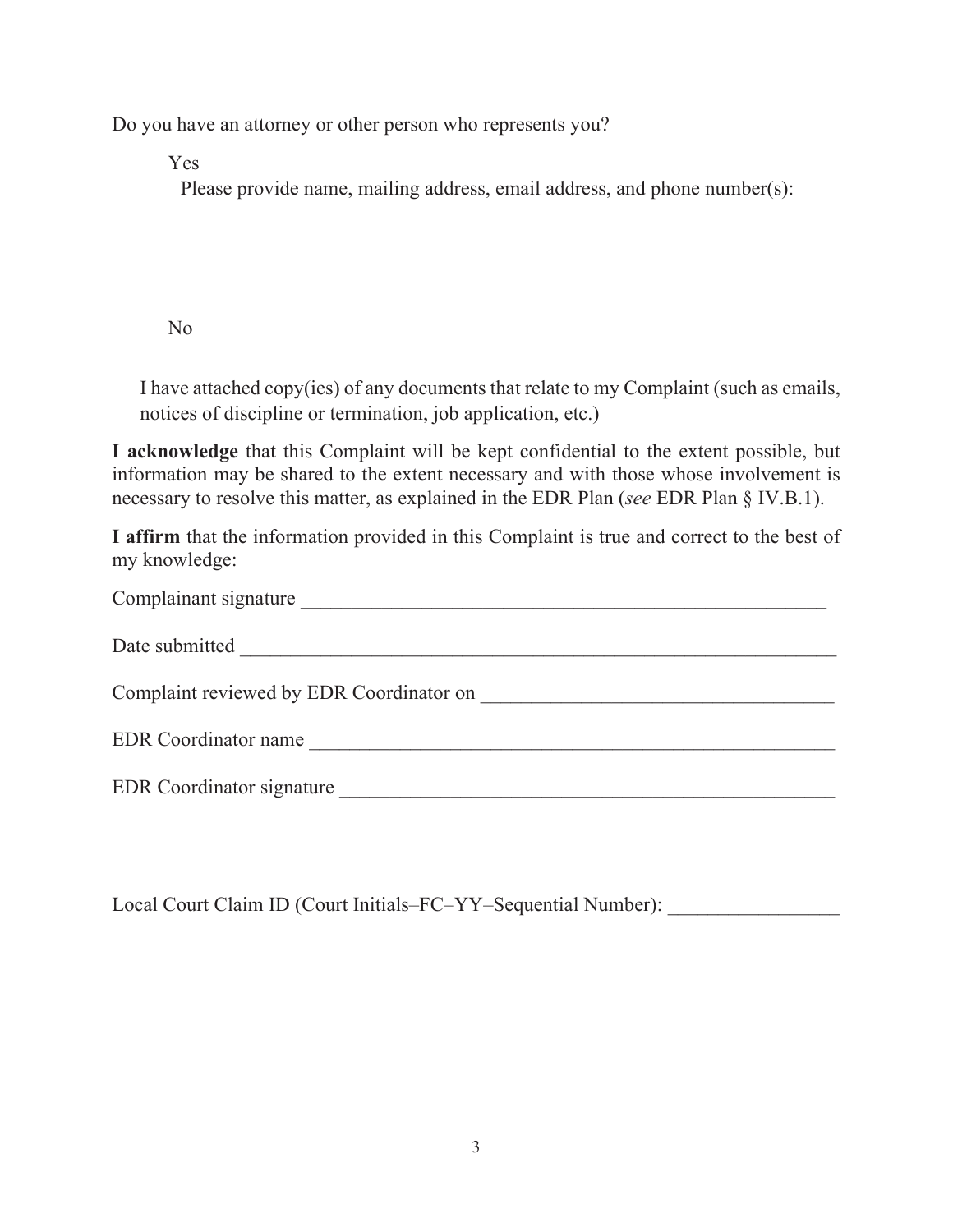Do you have an attorney or other person who represents you?

Yes

Please provide name, mailing address, email address, and phone number(s):

No

I have attached copy(ies) of any documents that relate to my Complaint (such as emails, notices of discipline or termination, job application, etc.)

**I acknowledge** that this Complaint will be kept confidential to the extent possible, but information may be shared to the extent necessary and with those whose involvement is necessary to resolve this matter, as explained in the EDR Plan (*see* EDR Plan § IV.B.1).

**I affirm** that the information provided in this Complaint is true and correct to the best of my knowledge:

Complainant signature _______________________________________________________

Date submitted _____________________________________________________________

Complaint reviewed by EDR Coordinator on ___________________________________

EDR Coordinator name _______________________________________________________

EDR Coordinator signature ____________________________________________________

Local Court Claim ID (Court Initials–FC–YY–Sequential Number): _________________